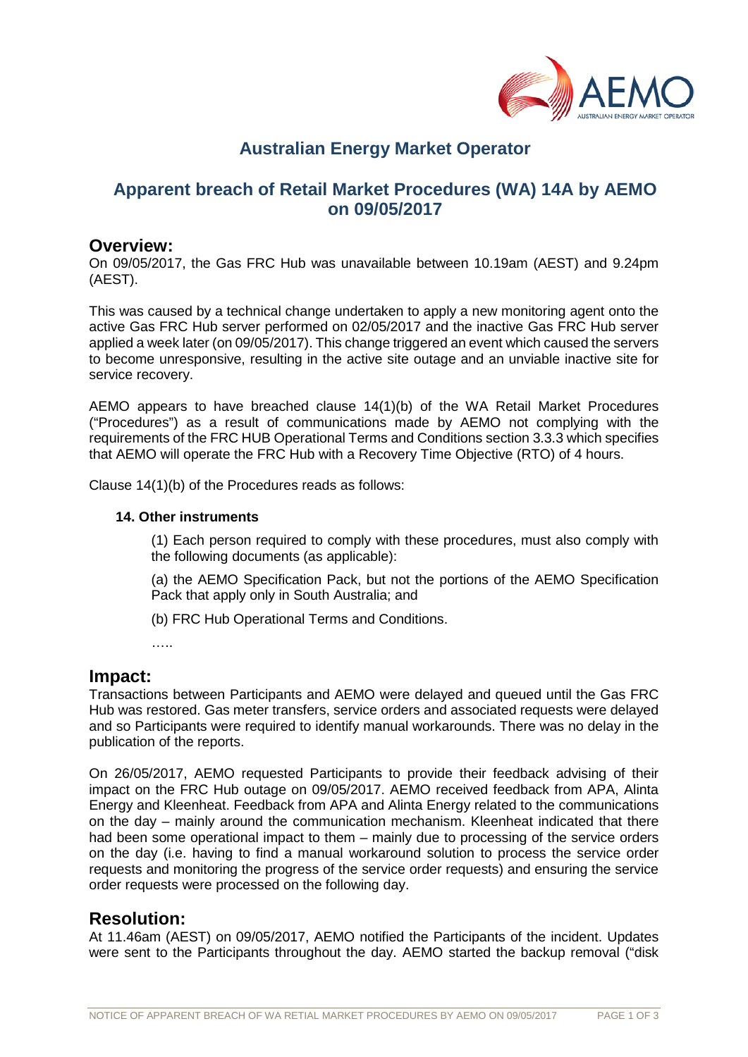# Australian Energy Market Operator

## Apparent breach of Retail Market Procedures (WA) 14A by AEMO on 09/05/2017

## Overview:

On 09/05/2017, the Gas FRC Hub was unavailable between 10.19am (AEST) and 9.24pm (AEST).

This was caused by a technical change undertaken to apply a new monitoring agent onto the active Gas FRC Hub server performed on 02/05/2017 and the inactive Gas FRC Hub server applied a week later (on 09/05/2017). This change triggered an event which caused the servers to become unresponsive, resulting in the active site outage and an unviable inactive site for service recovery.

AEMO appears to have breached clause 14(1)(b) of the WA Retail Market Procedures ("Procedures") as a result of communications made by AEMO not complying with the requirements of the FRC HUB Operational Terms and Conditions section 3.3.3 which specifies that AEMO will operate the FRC Hub with a Recovery Time Objective (RTO) of 4 hours.

Clause 14(1)(b) of the Procedures reads as follows:

> **14. Other instruments**
>
> (1) Each person required to comply with these procedures, must also comply with the following documents (as applicable):
>
> (a) the AEMO Specification Pack, but not the portions of the AEMO Specification Pack that apply only in South Australia; and
>
> (b) FRC Hub Operational Terms and Conditions.
>
> …..

## Impact:

Transactions between Participants and AEMO were delayed and queued until the Gas FRC Hub was restored. Gas meter transfers, service orders and associated requests were delayed and so Participants were required to identify manual workarounds. There was no delay in the publication of the reports.

On 26/05/2017, AEMO requested Participants to provide their feedback advising of their impact on the FRC Hub outage on 09/05/2017. AEMO received feedback from APA, Alinta Energy and Kleenheat. Feedback from APA and Alinta Energy related to the communications on the day – mainly around the communication mechanism. Kleenheat indicated that there had been some operational impact to them – mainly due to processing of the service orders on the day (i.e. having to find a manual workaround solution to process the service order requests and monitoring the progress of the service order requests) and ensuring the service order requests were processed on the following day.

## Resolution:

At 11.46am (AEST) on 09/05/2017, AEMO notified the Participants of the incident. Updates were sent to the Participants throughout the day. AEMO started the backup removal ("disk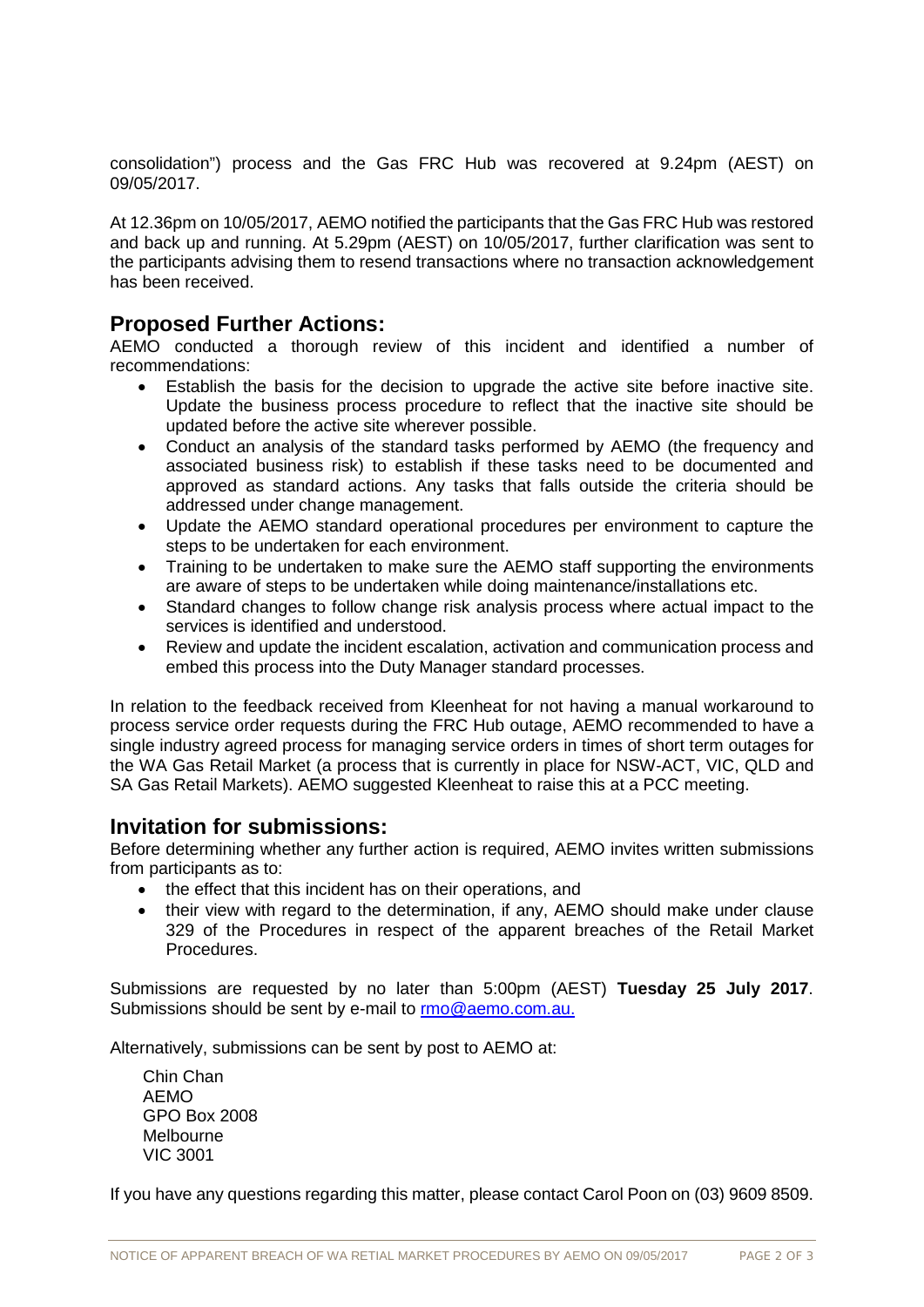consolidation") process and the Gas FRC Hub was recovered at 9.24pm (AEST) on 09/05/2017.

At 12.36pm on 10/05/2017, AEMO notified the participants that the Gas FRC Hub was restored and back up and running. At 5.29pm (AEST) on 10/05/2017, further clarification was sent to the participants advising them to resend transactions where no transaction acknowledgement has been received.

## Proposed Further Actions:

AEMO conducted a thorough review of this incident and identified a number of recommendations:

- Establish the basis for the decision to upgrade the active site before inactive site. Update the business process procedure to reflect that the inactive site should be updated before the active site wherever possible.
- Conduct an analysis of the standard tasks performed by AEMO (the frequency and associated business risk) to establish if these tasks need to be documented and approved as standard actions. Any tasks that falls outside the criteria should be addressed under change management.
- Update the AEMO standard operational procedures per environment to capture the steps to be undertaken for each environment.
- Training to be undertaken to make sure the AEMO staff supporting the environments are aware of steps to be undertaken while doing maintenance/installations etc.
- Standard changes to follow change risk analysis process where actual impact to the services is identified and understood.
- Review and update the incident escalation, activation and communication process and embed this process into the Duty Manager standard processes.

In relation to the feedback received from Kleenheat for not having a manual workaround to process service order requests during the FRC Hub outage, AEMO recommended to have a single industry agreed process for managing service orders in times of short term outages for the WA Gas Retail Market (a process that is currently in place for NSW-ACT, VIC, QLD and SA Gas Retail Markets). AEMO suggested Kleenheat to raise this at a PCC meeting.

## Invitation for submissions:

Before determining whether any further action is required, AEMO invites written submissions from participants as to:

- the effect that this incident has on their operations, and
- their view with regard to the determination, if any, AEMO should make under clause 329 of the Procedures in respect of the apparent breaches of the Retail Market Procedures.

Submissions are requested by no later than 5:00pm (AEST) **Tuesday 25 July 2017**. Submissions should be sent by e-mail to rmo@aemo.com.au.

Alternatively, submissions can be sent by post to AEMO at:

Chin Chan
AEMO
GPO Box 2008
Melbourne
VIC 3001

If you have any questions regarding this matter, please contact Carol Poon on (03) 9609 8509.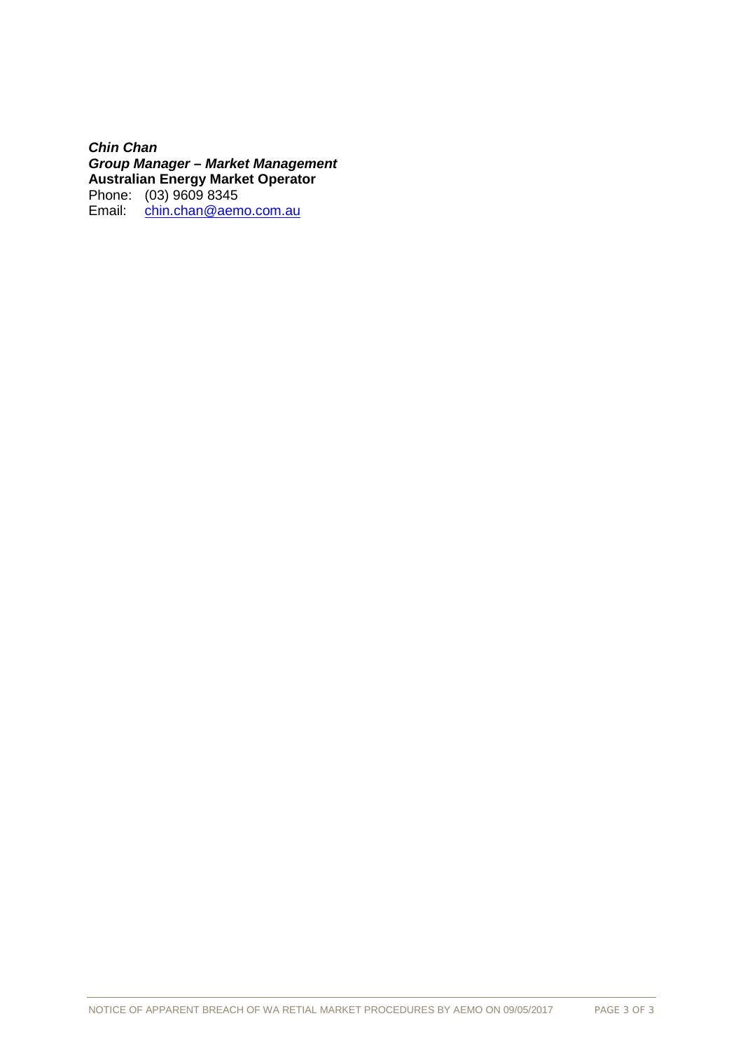***Chin Chan***
***Group Manager – Market Management***
**Australian Energy Market Operator**
Phone: (03) 9609 8345
Email: chin.chan@aemo.com.au